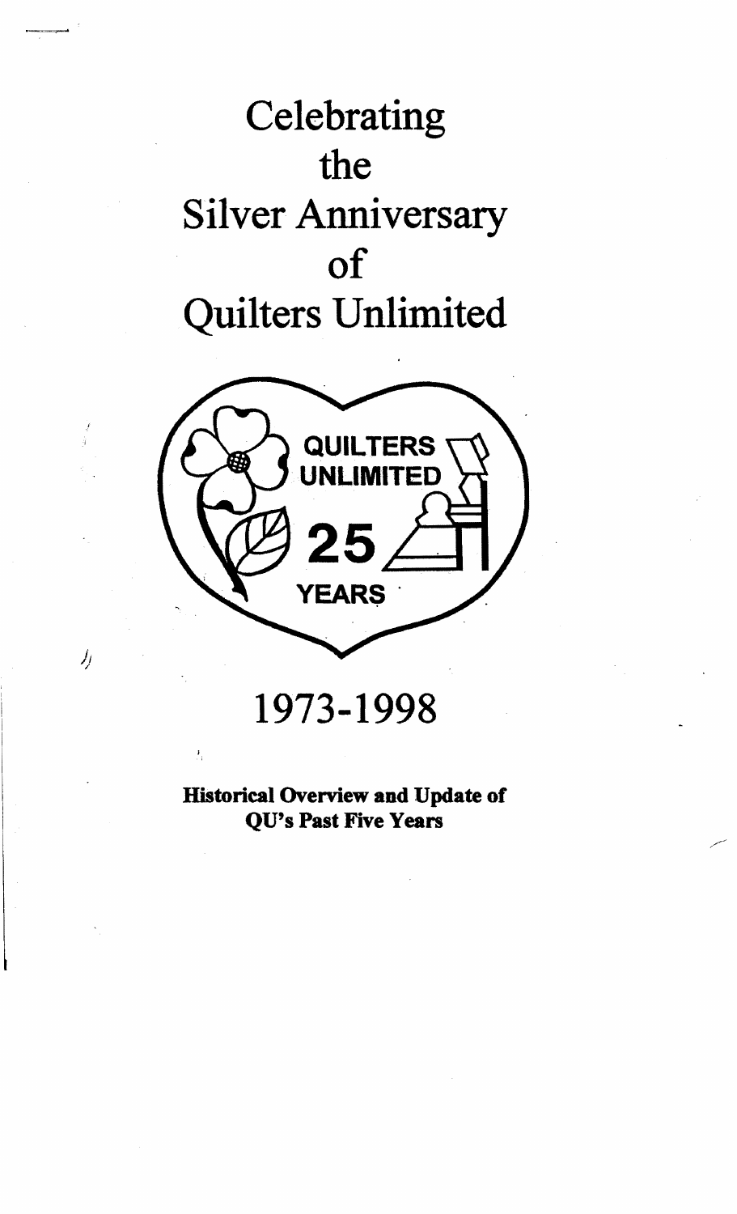# Celebrating the Silver Anniversary of Quilters Unlimited

QUILTERS UNLIMITED

25

YEARS

## 1973-1998

**Historical Overview and Update of QU's Past Five Years**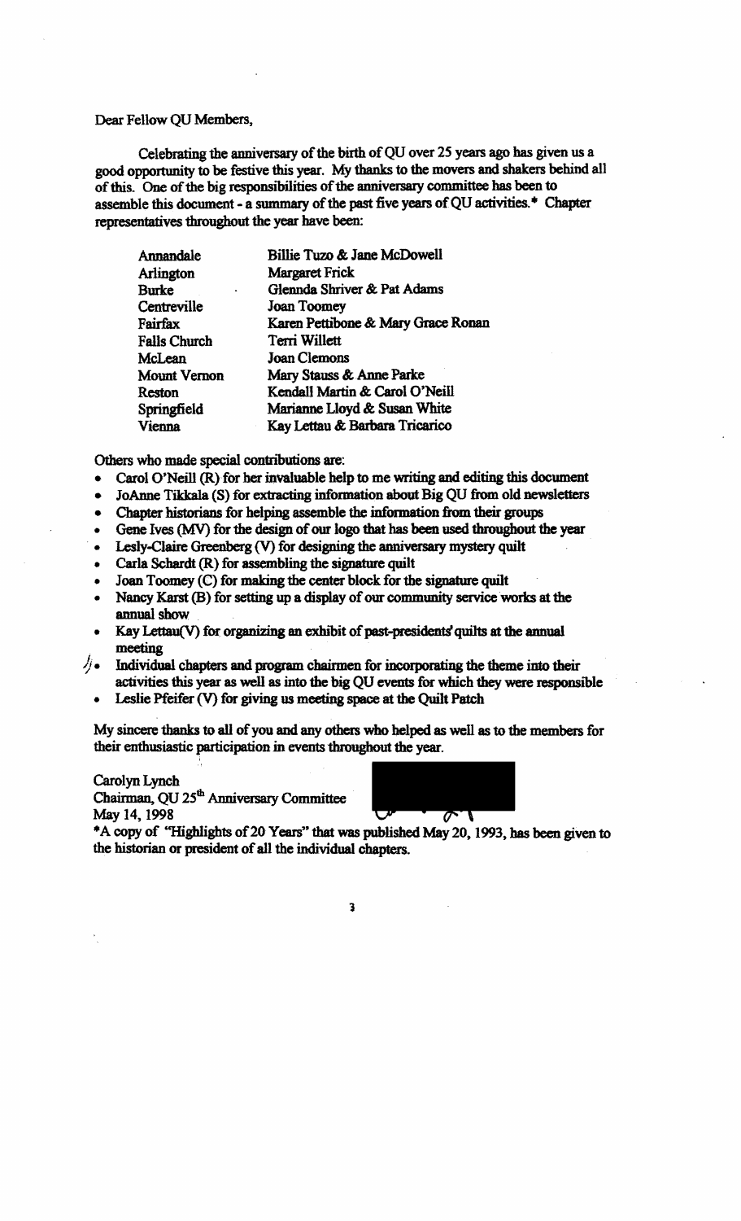Dear Fellow QU Members,

Celebrating the anniversary of the birth of QU over 25 years ago has given us a good opportunity to be festive this year. My thanks to the movers and shakers behind all of this. One of the big responsibilities of the anniversary committee has been to assemble this document - a summary of the past five years of QU activities.* Chapter representatives throughout the year have been:

| | |
|---|---|
| Annandale | Billie Tuzo & Jane McDowell |
| Arlington | Margaret Frick |
| Burke | Glennda Shriver & Pat Adams |
| Centreville | Joan Toomey |
| Fairfax | Karen Pettibone & Mary Grace Ronan |
| Falls Church | Terri Willett |
| McLean | Joan Clemons |
| Mount Vernon | Mary Stauss & Anne Parke |
| Reston | Kendall Martin & Carol O'Neill |
| Springfield | Marianne Lloyd & Susan White |
| Vienna | Kay Lettau & Barbara Tricarico |

Others who made special contributions are:

- Carol O'Neill (R) for her invaluable help to me writing and editing this document
- JoAnne Tikkala (S) for extracting information about Big QU from old newsletters
- Chapter historians for helping assemble the information from their groups
- Gene Ives (MV) for the design of our logo that has been used throughout the year
- Lesly-Claire Greenberg (V) for designing the anniversary mystery quilt
- Carla Schardt (R) for assembling the signature quilt
- Joan Toomey (C) for making the center block for the signature quilt
- Nancy Karst (B) for setting up a display of our community service works at the annual show
- Kay Lettau(V) for organizing an exhibit of past-presidents' quilts at the annual meeting
- Individual chapters and program chairmen for incorporating the theme into their activities this year as well as into the big QU events for which they were responsible
- Leslie Pfeifer (V) for giving us meeting space at the Quilt Patch

My sincere thanks to all of you and any others who helped as well as to the members for their enthusiastic participation in events throughout the year.

Carolyn Lynch
Chairman, QU 25th Anniversary Committee
May 14, 1998

*A copy of "Highlights of 20 Years" that was published May 20, 1993, has been given to the historian or president of all the individual chapters.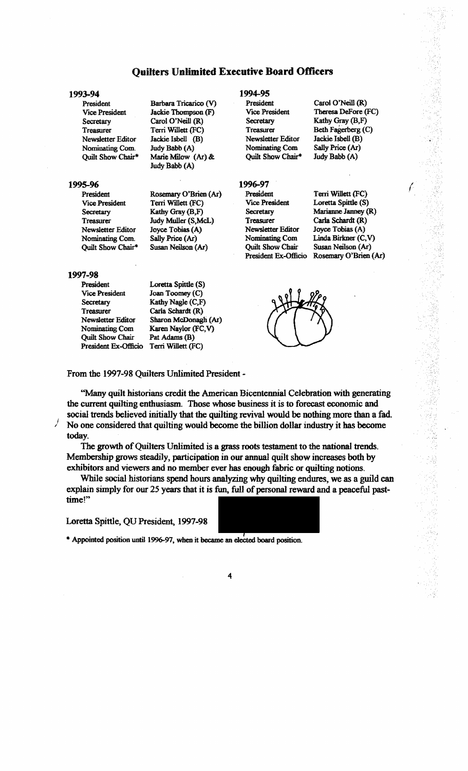# Quilters Unlimited Executive Board Officers

### 1993-94

| | |
|---|---|
| President | Barbara Tricarico (V) |
| Vice President | Jackie Thompson (F) |
| Secretary | Carol O'Neill (R) |
| Treasurer | Terri Willett (FC) |
| Newsletter Editor | Jackie Isbell (B) |
| Nominating Com. | Judy Babb (A) |
| Quilt Show Chair* | Marie Milow (Ar) & Judy Babb (A) |

### 1994-95

| | |
|---|---|
| President | Carol O'Neill (R) |
| Vice President | Theresa DeFore (FC) |
| Secretary | Kathy Gray (B,F) |
| Treasurer | Beth Fagerberg (C) |
| Newsletter Editor | Jackie Isbell (B) |
| Nominating Com | Sally Price (Ar) |
| Quilt Show Chair* | Judy Babb (A) |

### 1995-96

| | |
|---|---|
| President | Rosemary O'Brien (Ar) |
| Vice President | Terri Willett (FC) |
| Secretary | Kathy Gray (B,F) |
| Treasurer | Judy Muller (S,McL) |
| Newsletter Editor | Joyce Tobias (A) |
| Nominating Com. | Sally Price (Ar) |
| Quilt Show Chair* | Susan Neilson (Ar) |

### 1996-97

| | |
|---|---|
| President | Terri Willett (FC) |
| Vice President | Loretta Spittle (S) |
| Secretary | Marianne Janney (R) |
| Treasurer | Carla Schardt (R) |
| Newsletter Editor | Joyce Tobias (A) |
| Nominating Com | Linda Birkner (C,V) |
| Quilt Show Chair | Susan Neilson (Ar) |
| President Ex-Officio | Rosemary O'Brien (Ar) |

### 1997-98

| | |
|---|---|
| President | Loretta Spittle (S) |
| Vice President | Joan Toomey (C) |
| Secretary | Kathy Nagle (C,F) |
| Treasurer | Carla Schardt (R) |
| Newsletter Editor | Sharon McDonagh (Ar) |
| Nominating Com | Karen Naylor (FC,V) |
| Quilt Show Chair | Pat Adams (B) |
| President Ex-Officio | Terri Willett (FC) |

From the 1997-98 Quilters Unlimited President -

"Many quilt historians credit the American Bicentennial Celebration with generating the current quilting enthusiasm. Those whose business it is to forecast economic and social trends believed initially that the quilting revival would be nothing more than a fad. No one considered that quilting would become the billion dollar industry it has become today.

The growth of Quilters Unlimited is a grass roots testament to the national trends. Membership grows steadily, participation in our annual quilt show increases both by exhibitors and viewers and no member ever has enough fabric or quilting notions.

While social historians spend hours analyzing why quilting endures, we as a guild can explain simply for our 25 years that it is fun, full of personal reward and a peaceful past-time!"

Loretta Spittle, QU President, 1997-98

\* Appointed position until 1996-97, when it became an elected board position.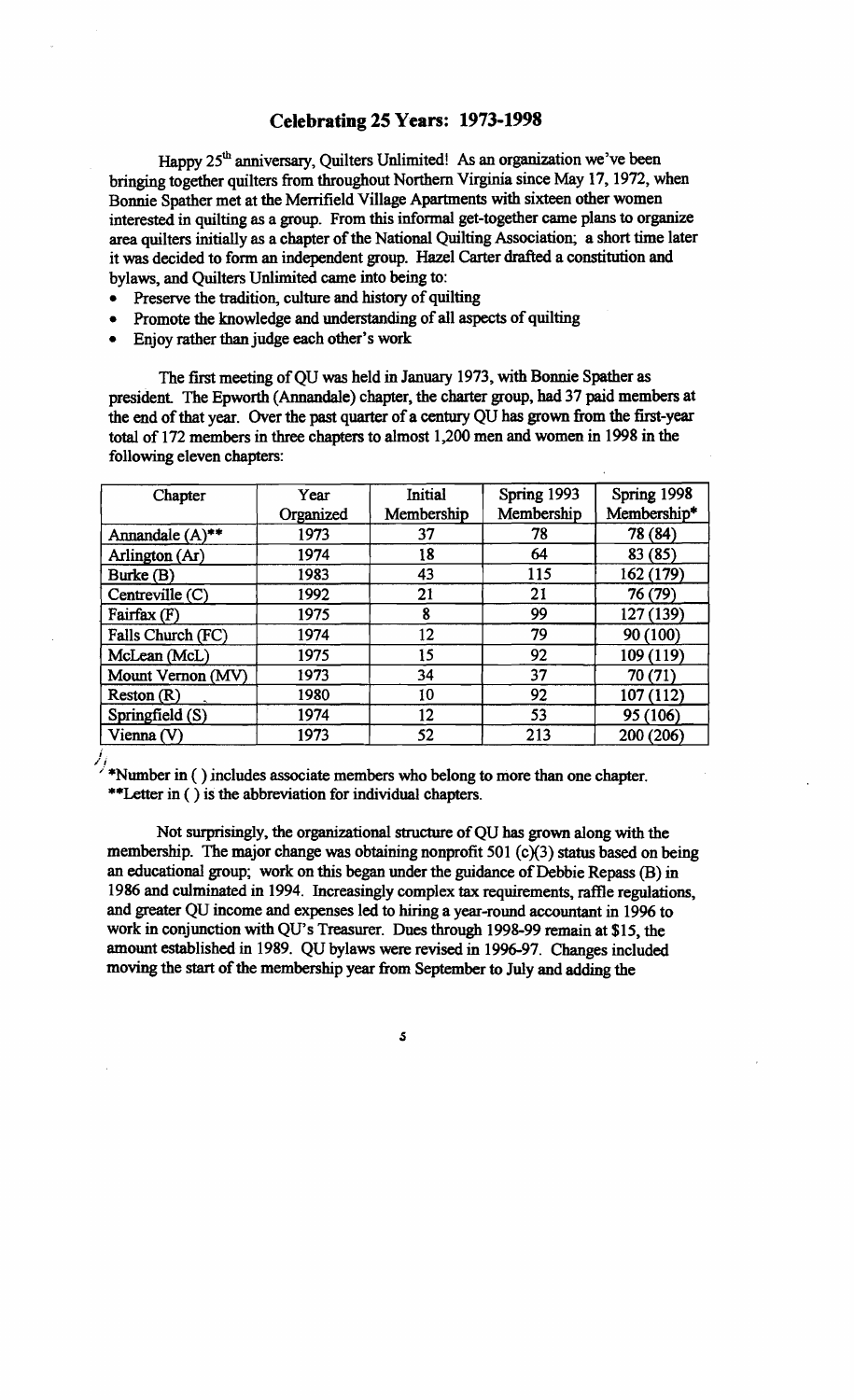## Celebrating 25 Years: 1973-1998

Happy 25th anniversary, Quilters Unlimited! As an organization we've been bringing together quilters from throughout Northern Virginia since May 17, 1972, when Bonnie Spather met at the Merrifield Village Apartments with sixteen other women interested in quilting as a group. From this informal get-together came plans to organize area quilters initially as a chapter of the National Quilting Association; a short time later it was decided to form an independent group. Hazel Carter drafted a constitution and bylaws, and Quilters Unlimited came into being to:

- Preserve the tradition, culture and history of quilting
- Promote the knowledge and understanding of all aspects of quilting
- Enjoy rather than judge each other's work

The first meeting of QU was held in January 1973, with Bonnie Spather as president. The Epworth (Annandale) chapter, the charter group, had 37 paid members at the end of that year. Over the past quarter of a century QU has grown from the first-year total of 172 members in three chapters to almost 1,200 men and women in 1998 in the following eleven chapters:

| Chapter | Year Organized | Initial Membership | Spring 1993 Membership | Spring 1998 Membership* |
|---|---|---|---|---|
| Annandale (A)** | 1973 | 37 | 78 | 78 (84) |
| Arlington (Ar) | 1974 | 18 | 64 | 83 (85) |
| Burke (B) | 1983 | 43 | 115 | 162 (179) |
| Centreville (C) | 1992 | 21 | 21 | 76 (79) |
| Fairfax (F) | 1975 | 8 | 99 | 127 (139) |
| Falls Church (FC) | 1974 | 12 | 79 | 90 (100) |
| McLean (McL) | 1975 | 15 | 92 | 109 (119) |
| Mount Vernon (MV) | 1973 | 34 | 37 | 70 (71) |
| Reston (R) | 1980 | 10 | 92 | 107 (112) |
| Springfield (S) | 1974 | 12 | 53 | 95 (106) |
| Vienna (V) | 1973 | 52 | 213 | 200 (206) |

*Number in ( ) includes associate members who belong to more than one chapter.
**Letter in ( ) is the abbreviation for individual chapters.

Not surprisingly, the organizational structure of QU has grown along with the membership. The major change was obtaining nonprofit 501 (c)(3) status based on being an educational group; work on this began under the guidance of Debbie Repass (B) in 1986 and culminated in 1994. Increasingly complex tax requirements, raffle regulations, and greater QU income and expenses led to hiring a year-round accountant in 1996 to work in conjunction with QU's Treasurer. Dues through 1998-99 remain at $15, the amount established in 1989. QU bylaws were revised in 1996-97. Changes included moving the start of the membership year from September to July and adding the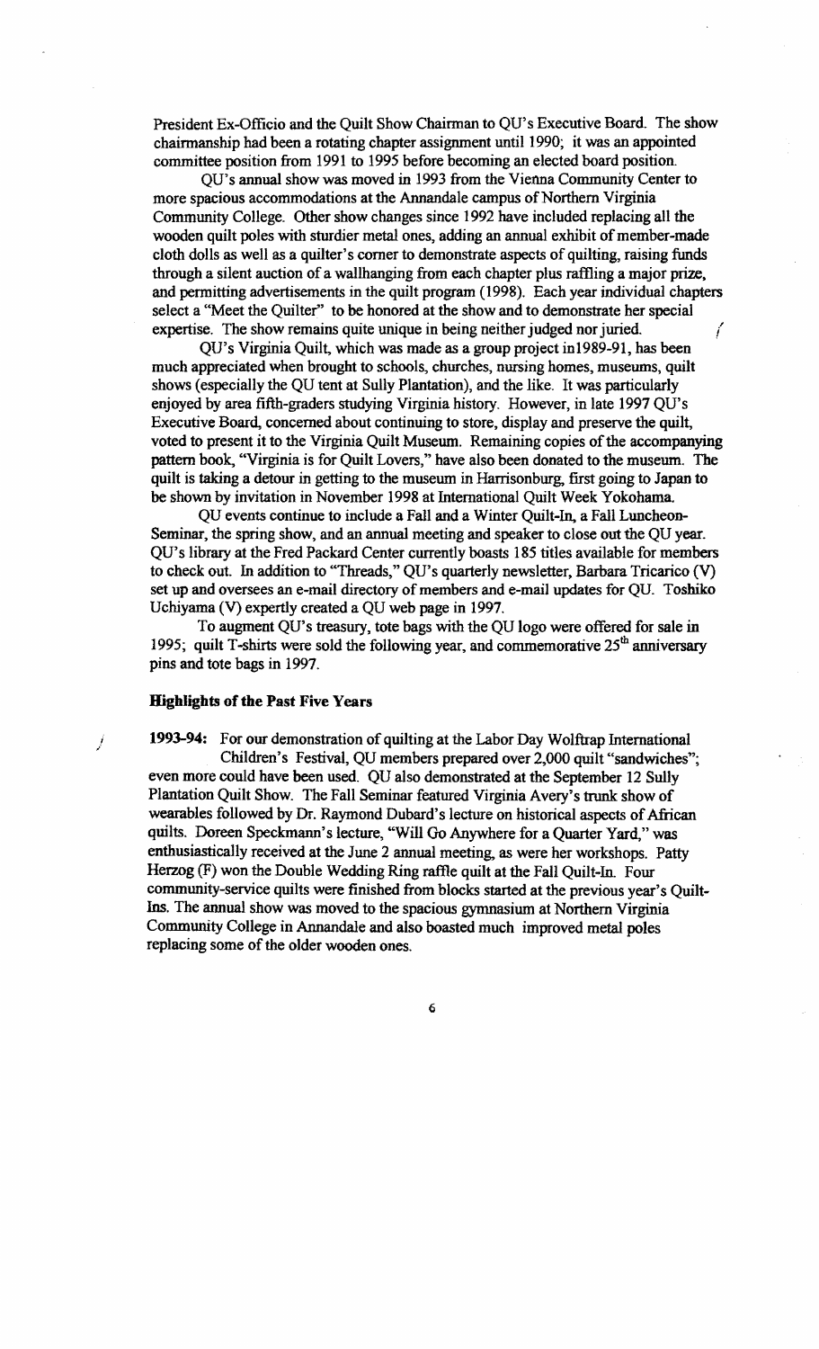President Ex-Officio and the Quilt Show Chairman to QU's Executive Board. The show chairmanship had been a rotating chapter assignment until 1990; it was an appointed committee position from 1991 to 1995 before becoming an elected board position.

QU's annual show was moved in 1993 from the Vienna Community Center to more spacious accommodations at the Annandale campus of Northern Virginia Community College. Other show changes since 1992 have included replacing all the wooden quilt poles with sturdier metal ones, adding an annual exhibit of member-made cloth dolls as well as a quilter's corner to demonstrate aspects of quilting, raising funds through a silent auction of a wallhanging from each chapter plus raffling a major prize, and permitting advertisements in the quilt program (1998). Each year individual chapters select a "Meet the Quilter" to be honored at the show and to demonstrate her special expertise. The show remains quite unique in being neither judged nor juried.

QU's Virginia Quilt, which was made as a group project in1989-91, has been much appreciated when brought to schools, churches, nursing homes, museums, quilt shows (especially the QU tent at Sully Plantation), and the like. It was particularly enjoyed by area fifth-graders studying Virginia history. However, in late 1997 QU's Executive Board, concerned about continuing to store, display and preserve the quilt, voted to present it to the Virginia Quilt Museum. Remaining copies of the accompanying pattern book, "Virginia is for Quilt Lovers," have also been donated to the museum. The quilt is taking a detour in getting to the museum in Harrisonburg, first going to Japan to be shown by invitation in November 1998 at International Quilt Week Yokohama.

QU events continue to include a Fall and a Winter Quilt-In, a Fall Luncheon-Seminar, the spring show, and an annual meeting and speaker to close out the QU year. QU's library at the Fred Packard Center currently boasts 185 titles available for members to check out. In addition to "Threads," QU's quarterly newsletter, Barbara Tricarico (V) set up and oversees an e-mail directory of members and e-mail updates for QU. Toshiko Uchiyama (V) expertly created a QU web page in 1997.

To augment QU's treasury, tote bags with the QU logo were offered for sale in 1995; quilt T-shirts were sold the following year, and commemorative 25th anniversary pins and tote bags in 1997.

**Highlights of the Past Five Years**

**1993-94:** For our demonstration of quilting at the Labor Day Wolftrap International Children's Festival, QU members prepared over 2,000 quilt "sandwiches"; even more could have been used. QU also demonstrated at the September 12 Sully Plantation Quilt Show. The Fall Seminar featured Virginia Avery's trunk show of wearables followed by Dr. Raymond Dubard's lecture on historical aspects of African quilts. Doreen Speckmann's lecture, "Will Go Anywhere for a Quarter Yard," was enthusiastically received at the June 2 annual meeting, as were her workshops. Patty Herzog (F) won the Double Wedding Ring raffle quilt at the Fall Quilt-In. Four community-service quilts were finished from blocks started at the previous year's Quilt-Ins. The annual show was moved to the spacious gymnasium at Northern Virginia Community College in Annandale and also boasted much improved metal poles replacing some of the older wooden ones.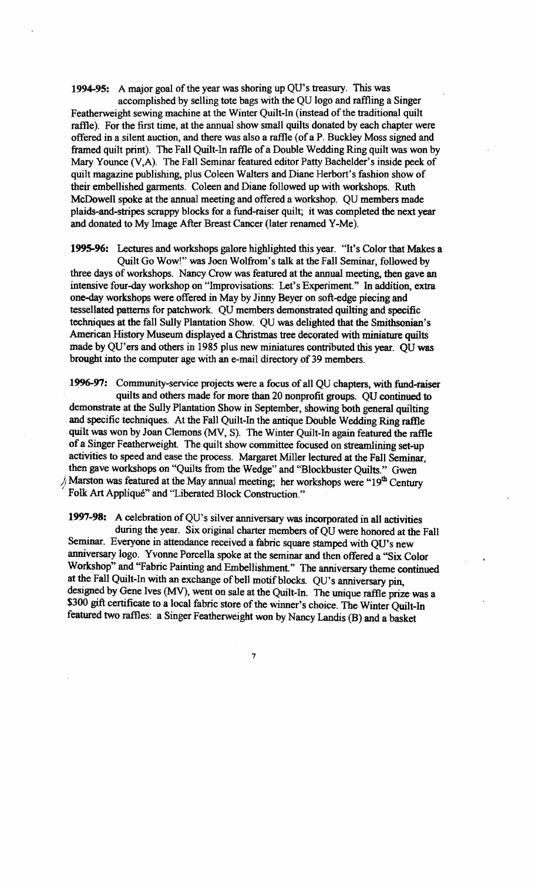**1994-95:** A major goal of the year was shoring up QU's treasury. This was accomplished by selling tote bags with the QU logo and raffling a Singer Featherweight sewing machine at the Winter Quilt-In (instead of the traditional quilt raffle). For the first time, at the annual show small quilts donated by each chapter were offered in a silent auction, and there was also a raffle (of a P. Buckley Moss signed and framed quilt print). The Fall Quilt-In raffle of a Double Wedding Ring quilt was won by Mary Younce (V,A). The Fall Seminar featured editor Patty Bachelder's inside peek of quilt magazine publishing, plus Coleen Walters and Diane Herbort's fashion show of their embellished garments. Coleen and Diane followed up with workshops. Ruth McDowell spoke at the annual meeting and offered a workshop. QU members made plaids-and-stripes scrappy blocks for a fund-raiser quilt; it was completed the next year and donated to My Image After Breast Cancer (later renamed Y-Me).

**1995-96:** Lectures and workshops galore highlighted this year. "It's Color that Makes a Quilt Go Wow!" was Joen Wolfrom's talk at the Fall Seminar, followed by three days of workshops. Nancy Crow was featured at the annual meeting, then gave an intensive four-day workshop on "Improvisations: Let's Experiment." In addition, extra one-day workshops were offered in May by Jinny Beyer on soft-edge piecing and tessellated patterns for patchwork. QU members demonstrated quilting and specific techniques at the fall Sully Plantation Show. QU was delighted that the Smithsonian's American History Museum displayed a Christmas tree decorated with miniature quilts made by QU'ers and others in 1985 plus new miniatures contributed this year. QU was brought into the computer age with an e-mail directory of 39 members.

**1996-97:** Community-service projects were a focus of all QU chapters, with fund-raiser quilts and others made for more than 20 nonprofit groups. QU continued to demonstrate at the Sully Plantation Show in September, showing both general quilting and specific techniques. At the Fall Quilt-In the antique Double Wedding Ring raffle quilt was won by Joan Clemons (MV, S). The Winter Quilt-In again featured the raffle of a Singer Featherweight. The quilt show committee focused on streamlining set-up activities to speed and ease the process. Margaret Miller lectured at the Fall Seminar, then gave workshops on "Quilts from the Wedge" and "Blockbuster Quilts." Gwen Marston was featured at the May annual meeting; her workshops were "19th Century Folk Art Appliqué" and "Liberated Block Construction."

**1997-98:** A celebration of QU's silver anniversary was incorporated in all activities during the year. Six original charter members of QU were honored at the Fall Seminar. Everyone in attendance received a fabric square stamped with QU's new anniversary logo. Yvonne Porcella spoke at the seminar and then offered a "Six Color Workshop" and "Fabric Painting and Embellishment." The anniversary theme continued at the Fall Quilt-In with an exchange of bell motif blocks. QU's anniversary pin, designed by Gene Ives (MV), went on sale at the Quilt-In. The unique raffle prize was a $300 gift certificate to a local fabric store of the winner's choice. The Winter Quilt-In featured two raffles: a Singer Featherweight won by Nancy Landis (B) and a basket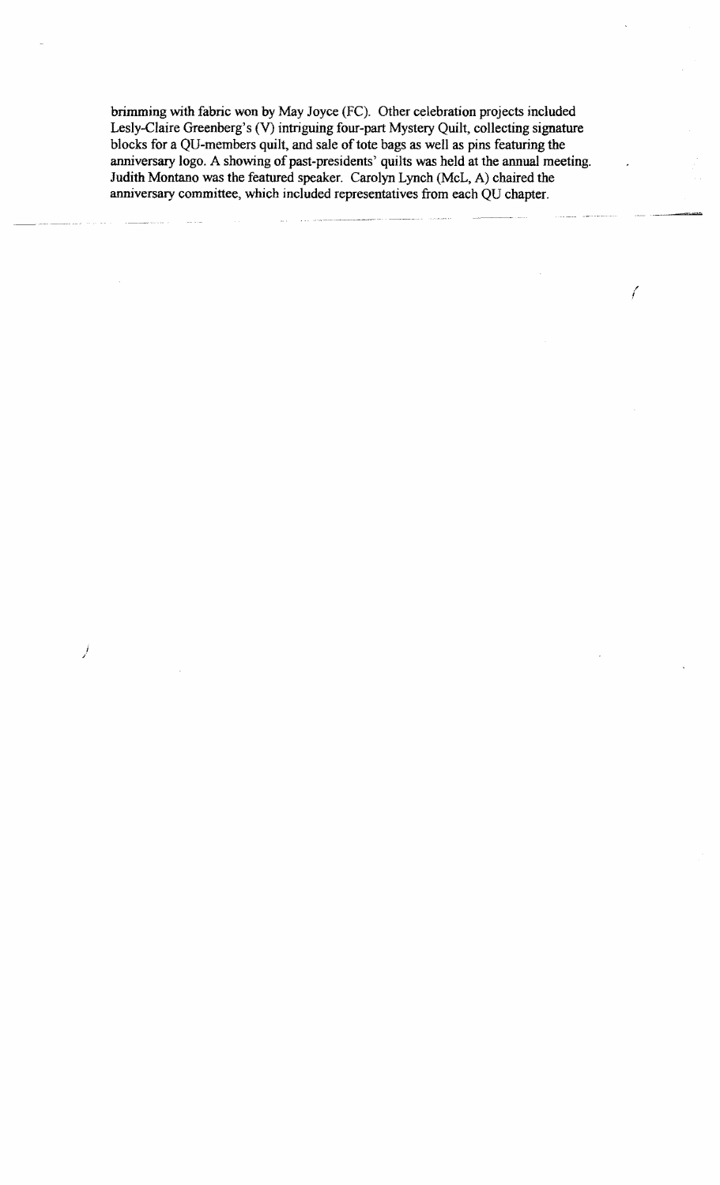brimming with fabric won by May Joyce (FC). Other celebration projects included Lesly-Claire Greenberg's (V) intriguing four-part Mystery Quilt, collecting signature blocks for a QU-members quilt, and sale of tote bags as well as pins featuring the anniversary logo. A showing of past-presidents' quilts was held at the annual meeting. Judith Montano was the featured speaker. Carolyn Lynch (McL, A) chaired the anniversary committee, which included representatives from each QU chapter.